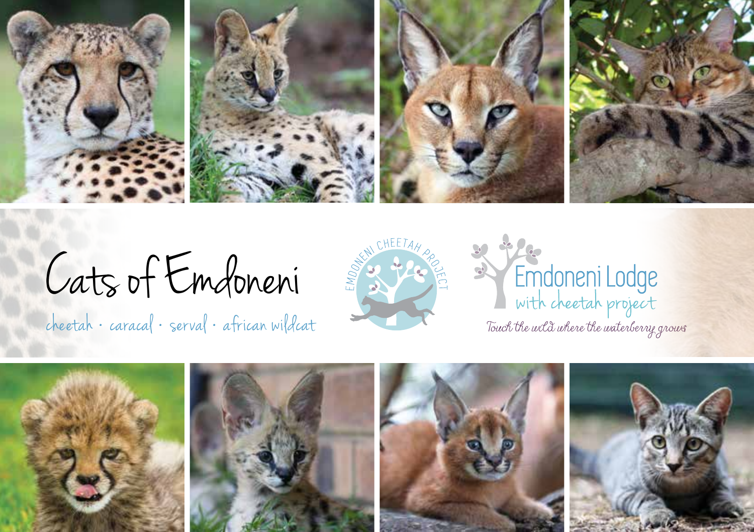# Cats of Emdoneni

cheetah · caracal · serval · african wildcat

EMDONENI CHEETAH PROJECT

Emdoneni Lodge
with cheetah project

Touch the wild where the waterberry grows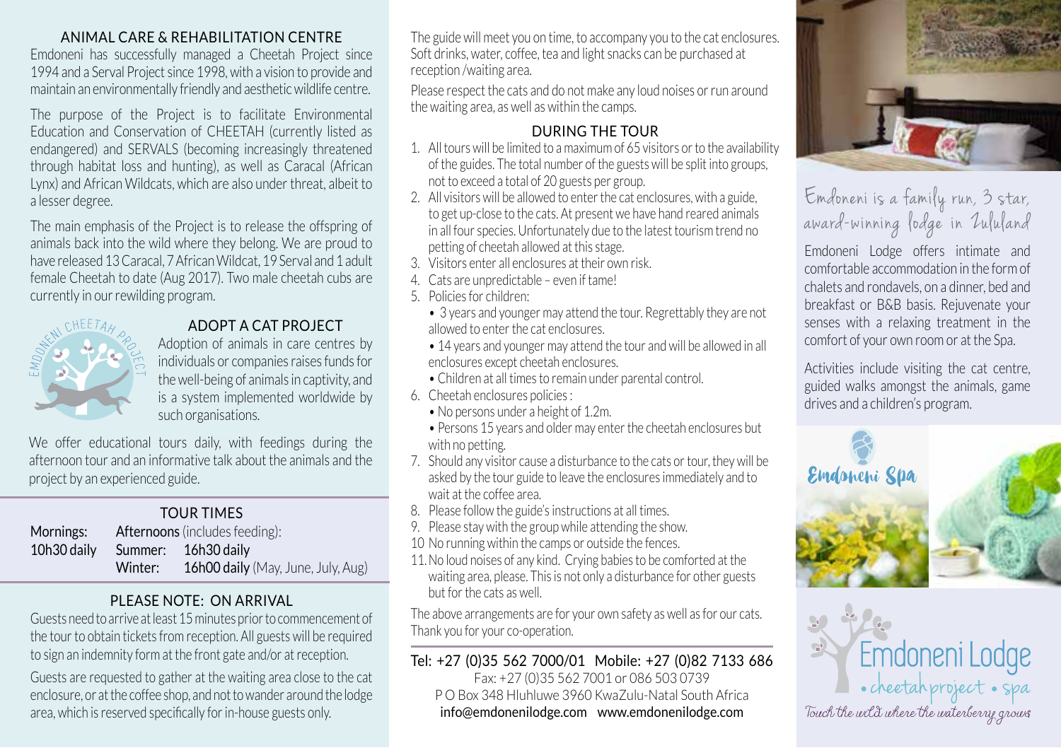## ANIMAL CARE & REHABILITATION CENTRE

Emdoneni has successfully managed a Cheetah Project since 1994 and a Serval Project since 1998, with a vision to provide and maintain an environmentally friendly and aesthetic wildlife centre.

The purpose of the Project is to facilitate Environmental Education and Conservation of CHEETAH (currently listed as endangered) and SERVALS (becoming increasingly threatened through habitat loss and hunting), as well as Caracal (African Lynx) and African Wildcats, which are also under threat, albeit to a lesser degree.

The main emphasis of the Project is to release the offspring of animals back into the wild where they belong. We are proud to have released 13 Caracal, 7 African Wildcat, 19 Serval and 1 adult female Cheetah to date (Aug 2017). Two male cheetah cubs are currently in our rewilding program.

EMDONENI CHEETAH PROJECT

## ADOPT A CAT PROJECT

Adoption of animals in care centres by individuals or companies raises funds for the well-being of animals in captivity, and is a system implemented worldwide by such organisations.

We offer educational tours daily, with feedings during the afternoon tour and an informative talk about the animals and the project by an experienced guide.

## TOUR TIMES

| | | |
|---|---|---|
| Mornings: | **Afternoons** (includes feeding): | |
| 10h30 daily | Summer: | 16h30 daily |
| | Winter: | 16h00 daily (May, June, July, Aug) |

## PLEASE NOTE: ON ARRIVAL

Guests need to arrive at least 15 minutes prior to commencement of the tour to obtain tickets from reception. All guests will be required to sign an indemnity form at the front gate and/or at reception.

Guests are requested to gather at the waiting area close to the cat enclosure, or at the coffee shop, and not to wander around the lodge area, which is reserved specifically for in-house guests only.

The guide will meet you on time, to accompany you to the cat enclosures. Soft drinks, water, coffee, tea and light snacks can be purchased at reception /waiting area.

Please respect the cats and do not make any loud noises or run around the waiting area, as well as within the camps.

## DURING THE TOUR

1. All tours will be limited to a maximum of 65 visitors or to the availability of the guides. The total number of the guests will be split into groups, not to exceed a total of 20 guests per group.
2. All visitors will be allowed to enter the cat enclosures, with a guide, to get up-close to the cats. At present we have hand reared animals in all four species. Unfortunately due to the latest tourism trend no petting of cheetah allowed at this stage.
3. Visitors enter all enclosures at their own risk.
4. Cats are unpredictable – even if tame!
5. Policies for children:
   - 3 years and younger may attend the tour. Regrettably they are not allowed to enter the cat enclosures.
   - 14 years and younger may attend the tour and will be allowed in all enclosures except cheetah enclosures.
   - Children at all times to remain under parental control.
6. Cheetah enclosures policies :
   - No persons under a height of 1.2m.
   - Persons 15 years and older may enter the cheetah enclosures but with no petting.
7. Should any visitor cause a disturbance to the cats or tour, they will be asked by the tour guide to leave the enclosures immediately and to wait at the coffee area.
8. Please follow the guide's instructions at all times.
9. Please stay with the group while attending the show.
10. No running within the camps or outside the fences.
11. No loud noises of any kind. Crying babies to be comforted at the waiting area, please. This is not only a disturbance for other guests but for the cats as well.

The above arrangements are for your own safety as well as for our cats. Thank you for your co-operation.

Tel: +27 (0)35 562 7000/01 Mobile: +27 (0)82 7133 686
Fax: +27 (0)35 562 7001 or 086 503 0739
P O Box 348 Hluhluwe 3960 KwaZulu-Natal South Africa
info@emdonenilodge.com www.emdonenilodge.com

## Emdoneni is a family run, 3 star, award-winning lodge in Zululand

Emdoneni Lodge offers intimate and comfortable accommodation in the form of chalets and rondavels, on a dinner, bed and breakfast or B&B basis. Rejuvenate your senses with a relaxing treatment in the comfort of your own room or at the Spa.

Activities include visiting the cat centre, guided walks amongst the animals, game drives and a children's program.

Emdoneni Spa

Emdoneni Lodge
• cheetah project • spa

*Touch the wild where the waterberry grows*